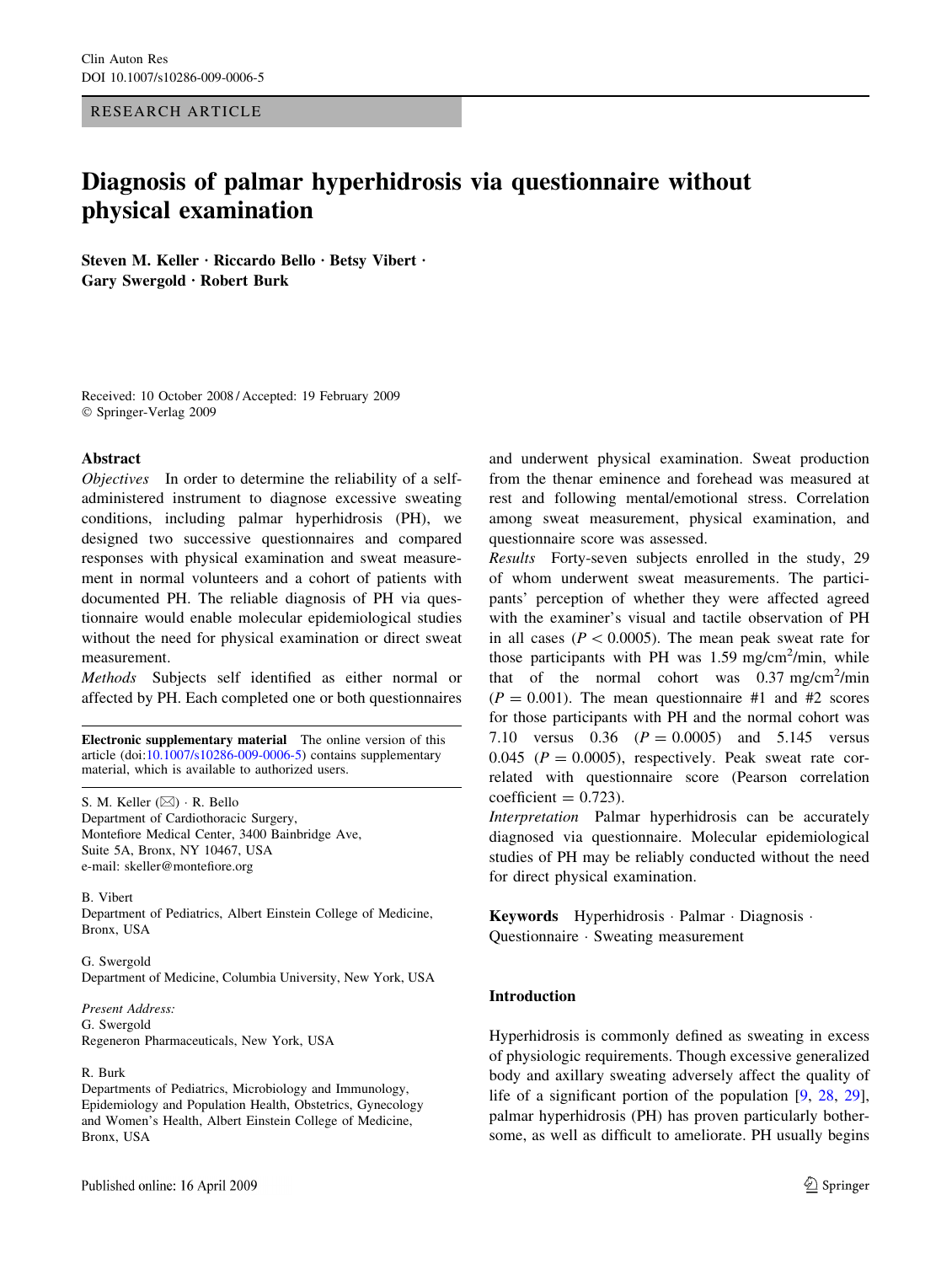RESEARCH ARTICLE

# Diagnosis of palmar hyperhidrosis via questionnaire without physical examination

**Steven M. Keller · Riccardo Bello · Betsy Vibert · Gary Swergold · Robert Burk**

Received: 10 October 2008 / Accepted: 19 February 2009
© Springer-Verlag 2009

## Abstract

*Objectives* In order to determine the reliability of a self-administered instrument to diagnose excessive sweating conditions, including palmar hyperhidrosis (PH), we designed two successive questionnaires and compared responses with physical examination and sweat measurement in normal volunteers and a cohort of patients with documented PH. The reliable diagnosis of PH via questionnaire would enable molecular epidemiological studies without the need for physical examination or direct sweat measurement.

*Methods* Subjects self identified as either normal or affected by PH. Each completed one or both questionnaires and underwent physical examination. Sweat production from the thenar eminence and forehead was measured at rest and following mental/emotional stress. Correlation among sweat measurement, physical examination, and questionnaire score was assessed.

*Results* Forty-seven subjects enrolled in the study, 29 of whom underwent sweat measurements. The participants' perception of whether they were affected agreed with the examiner's visual and tactile observation of PH in all cases ($P < 0.0005$). The mean peak sweat rate for those participants with PH was 1.59 mg/cm$^2$/min, while that of the normal cohort was 0.37 mg/cm$^2$/min ($P = 0.001$). The mean questionnaire #1 and #2 scores for those participants with PH and the normal cohort was 7.10 versus 0.36 ($P = 0.0005$) and 5.145 versus 0.045 ($P = 0.0005$), respectively. Peak sweat rate correlated with questionnaire score (Pearson correlation coefficient = 0.723).

*Interpretation* Palmar hyperhidrosis can be accurately diagnosed via questionnaire. Molecular epidemiological studies of PH may be reliably conducted without the need for direct physical examination.

**Keywords** Hyperhidrosis · Palmar · Diagnosis · Questionnaire · Sweating measurement

**Electronic supplementary material** The online version of this article (doi:10.1007/s10286-009-0006-5) contains supplementary material, which is available to authorized users.

S. M. Keller (✉) · R. Bello
Department of Cardiothoracic Surgery, Montefiore Medical Center, 3400 Bainbridge Ave, Suite 5A, Bronx, NY 10467, USA
e-mail: skeller@montefiore.org

B. Vibert
Department of Pediatrics, Albert Einstein College of Medicine, Bronx, USA

G. Swergold
Department of Medicine, Columbia University, New York, USA

*Present Address:*
G. Swergold
Regeneron Pharmaceuticals, New York, USA

R. Burk
Departments of Pediatrics, Microbiology and Immunology, Epidemiology and Population Health, Obstetrics, Gynecology and Women's Health, Albert Einstein College of Medicine, Bronx, USA

## Introduction

Hyperhidrosis is commonly defined as sweating in excess of physiologic requirements. Though excessive generalized body and axillary sweating adversely affect the quality of life of a significant portion of the population [9, 28, 29], palmar hyperhidrosis (PH) has proven particularly bothersome, as well as difficult to ameliorate. PH usually begins

Published online: 16 April 2009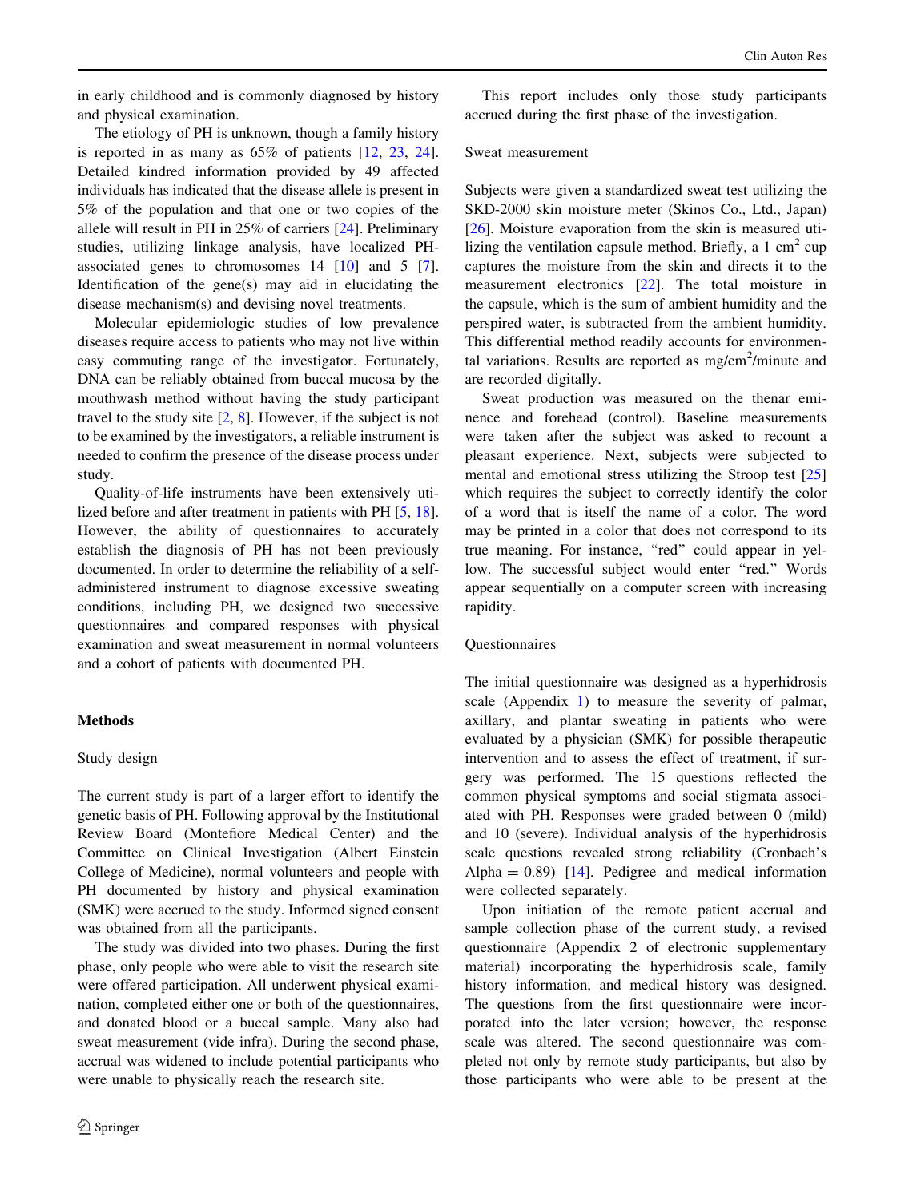in early childhood and is commonly diagnosed by history and physical examination.

The etiology of PH is unknown, though a family history is reported in as many as 65% of patients [12, 23, 24]. Detailed kindred information provided by 49 affected individuals has indicated that the disease allele is present in 5% of the population and that one or two copies of the allele will result in PH in 25% of carriers [24]. Preliminary studies, utilizing linkage analysis, have localized PH-associated genes to chromosomes 14 [10] and 5 [7]. Identification of the gene(s) may aid in elucidating the disease mechanism(s) and devising novel treatments.

Molecular epidemiologic studies of low prevalence diseases require access to patients who may not live within easy commuting range of the investigator. Fortunately, DNA can be reliably obtained from buccal mucosa by the mouthwash method without having the study participant travel to the study site [2, 8]. However, if the subject is not to be examined by the investigators, a reliable instrument is needed to confirm the presence of the disease process under study.

Quality-of-life instruments have been extensively utilized before and after treatment in patients with PH [5, 18]. However, the ability of questionnaires to accurately establish the diagnosis of PH has not been previously documented. In order to determine the reliability of a self-administered instrument to diagnose excessive sweating conditions, including PH, we designed two successive questionnaires and compared responses with physical examination and sweat measurement in normal volunteers and a cohort of patients with documented PH.

## Methods

### Study design

The current study is part of a larger effort to identify the genetic basis of PH. Following approval by the Institutional Review Board (Montefiore Medical Center) and the Committee on Clinical Investigation (Albert Einstein College of Medicine), normal volunteers and people with PH documented by history and physical examination (SMK) were accrued to the study. Informed signed consent was obtained from all the participants.

The study was divided into two phases. During the first phase, only people who were able to visit the research site were offered participation. All underwent physical examination, completed either one or both of the questionnaires, and donated blood or a buccal sample. Many also had sweat measurement (vide infra). During the second phase, accrual was widened to include potential participants who were unable to physically reach the research site.

This report includes only those study participants accrued during the first phase of the investigation.

### Sweat measurement

Subjects were given a standardized sweat test utilizing the SKD-2000 skin moisture meter (Skinos Co., Ltd., Japan) [26]. Moisture evaporation from the skin is measured utilizing the ventilation capsule method. Briefly, a 1 cm$^2$ cup captures the moisture from the skin and directs it to the measurement electronics [22]. The total moisture in the capsule, which is the sum of ambient humidity and the perspired water, is subtracted from the ambient humidity. This differential method readily accounts for environmental variations. Results are reported as mg/cm$^2$/minute and are recorded digitally.

Sweat production was measured on the thenar eminence and forehead (control). Baseline measurements were taken after the subject was asked to recount a pleasant experience. Next, subjects were subjected to mental and emotional stress utilizing the Stroop test [25] which requires the subject to correctly identify the color of a word that is itself the name of a color. The word may be printed in a color that does not correspond to its true meaning. For instance, "red" could appear in yellow. The successful subject would enter "red." Words appear sequentially on a computer screen with increasing rapidity.

### Questionnaires

The initial questionnaire was designed as a hyperhidrosis scale (Appendix 1) to measure the severity of palmar, axillary, and plantar sweating in patients who were evaluated by a physician (SMK) for possible therapeutic intervention and to assess the effect of treatment, if surgery was performed. The 15 questions reflected the common physical symptoms and social stigmata associated with PH. Responses were graded between 0 (mild) and 10 (severe). Individual analysis of the hyperhidrosis scale questions revealed strong reliability (Cronbach's Alpha = 0.89) [14]. Pedigree and medical information were collected separately.

Upon initiation of the remote patient accrual and sample collection phase of the current study, a revised questionnaire (Appendix 2 of electronic supplementary material) incorporating the hyperhidrosis scale, family history information, and medical history was designed. The questions from the first questionnaire were incorporated into the later version; however, the response scale was altered. The second questionnaire was completed not only by remote study participants, but also by those participants who were able to be present at the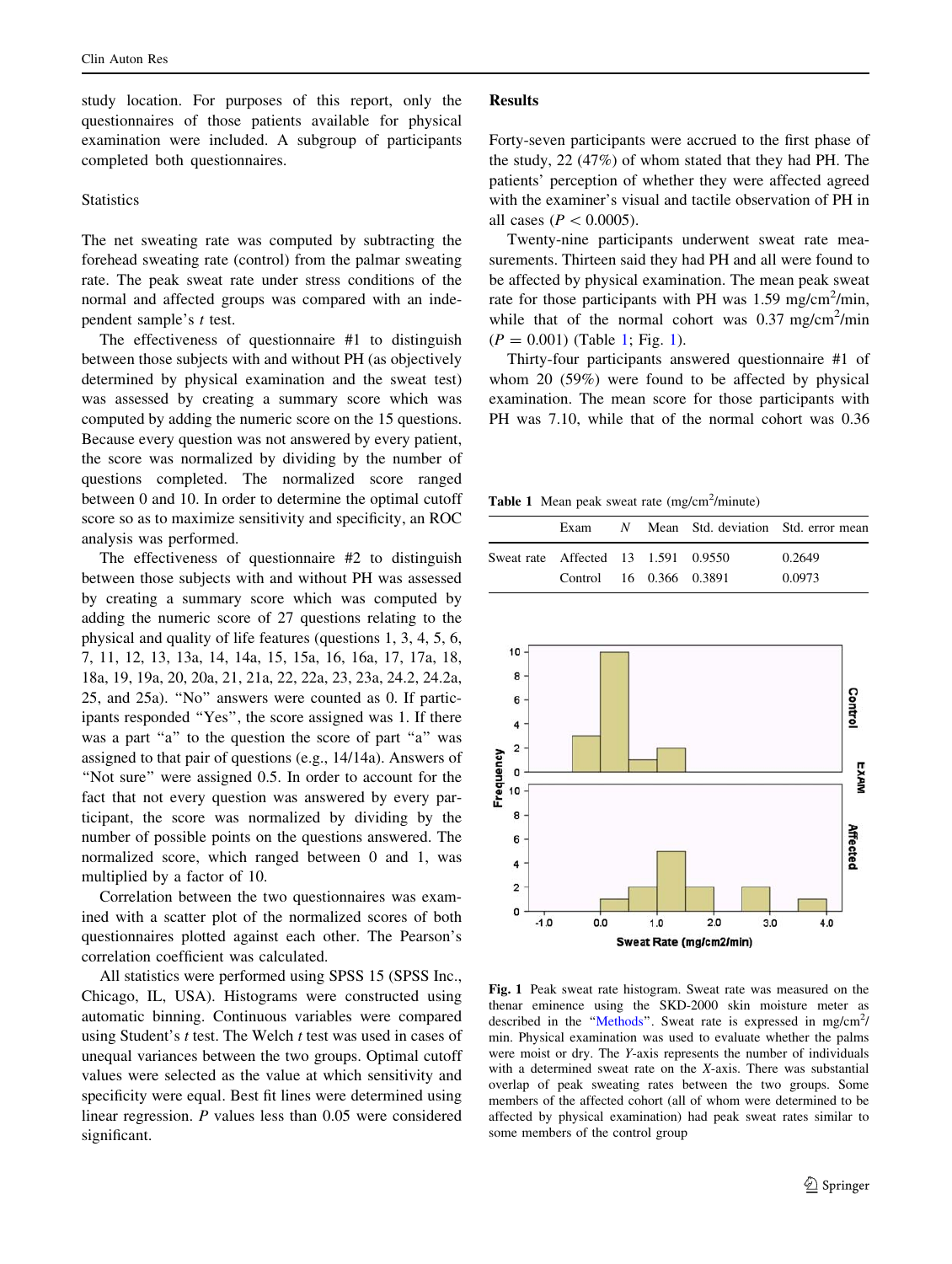study location. For purposes of this report, only the questionnaires of those patients available for physical examination were included. A subgroup of participants completed both questionnaires.

### Statistics

The net sweating rate was computed by subtracting the forehead sweating rate (control) from the palmar sweating rate. The peak sweat rate under stress conditions of the normal and affected groups was compared with an independent sample's *t* test.

The effectiveness of questionnaire #1 to distinguish between those subjects with and without PH (as objectively determined by physical examination and the sweat test) was assessed by creating a summary score which was computed by adding the numeric score on the 15 questions. Because every question was not answered by every patient, the score was normalized by dividing by the number of questions completed. The normalized score ranged between 0 and 10. In order to determine the optimal cutoff score so as to maximize sensitivity and specificity, an ROC analysis was performed.

The effectiveness of questionnaire #2 to distinguish between those subjects with and without PH was assessed by creating a summary score which was computed by adding the numeric score of 27 questions relating to the physical and quality of life features (questions 1, 3, 4, 5, 6, 7, 11, 12, 13, 13a, 14, 14a, 15, 15a, 16, 16a, 17, 17a, 18, 18a, 19, 19a, 20, 20a, 21, 21a, 22, 22a, 23, 23a, 24.2, 24.2a, 25, and 25a). "No" answers were counted as 0. If participants responded "Yes", the score assigned was 1. If there was a part "a" to the question the score of part "a" was assigned to that pair of questions (e.g., 14/14a). Answers of "Not sure" were assigned 0.5. In order to account for the fact that not every question was answered by every participant, the score was normalized by dividing by the number of possible points on the questions answered. The normalized score, which ranged between 0 and 1, was multiplied by a factor of 10.

Correlation between the two questionnaires was examined with a scatter plot of the normalized scores of both questionnaires plotted against each other. The Pearson's correlation coefficient was calculated.

All statistics were performed using SPSS 15 (SPSS Inc., Chicago, IL, USA). Histograms were constructed using automatic binning. Continuous variables were compared using Student's *t* test. The Welch *t* test was used in cases of unequal variances between the two groups. Optimal cutoff values were selected as the value at which sensitivity and specificity were equal. Best fit lines were determined using linear regression. *P* values less than 0.05 were considered significant.

## Results

Forty-seven participants were accrued to the first phase of the study, 22 (47%) of whom stated that they had PH. The patients' perception of whether they were affected agreed with the examiner's visual and tactile observation of PH in all cases ($P < 0.0005$).

Twenty-nine participants underwent sweat rate measurements. Thirteen said they had PH and all were found to be affected by physical examination. The mean peak sweat rate for those participants with PH was 1.59 mg/cm$^2$/min, while that of the normal cohort was 0.37 mg/cm$^2$/min ($P = 0.001$) (Table 1; Fig. 1).

Thirty-four participants answered questionnaire #1 of whom 20 (59%) were found to be affected by physical examination. The mean score for those participants with PH was 7.10, while that of the normal cohort was 0.36

**Table 1** Mean peak sweat rate (mg/cm$^2$/minute)

| | Exam | *N* | Mean | Std. deviation | Std. error mean |
|---|---|---|---|---|---|
| Sweat rate | Affected | 13 | 1.591 | 0.9550 | 0.2649 |
| | Control | 16 | 0.366 | 0.3891 | 0.0973 |

**Fig. 1** Peak sweat rate histogram. Sweat rate was measured on the thenar eminence using the SKD-2000 skin moisture meter as described in the "Methods". Sweat rate is expressed in mg/cm$^2$/min. Physical examination was used to evaluate whether the palms were moist or dry. The *Y*-axis represents the number of individuals with a determined sweat rate on the *X*-axis. There was substantial overlap of peak sweating rates between the two groups. Some members of the affected cohort (all of whom were determined to be affected by physical examination) had peak sweat rates similar to some members of the control group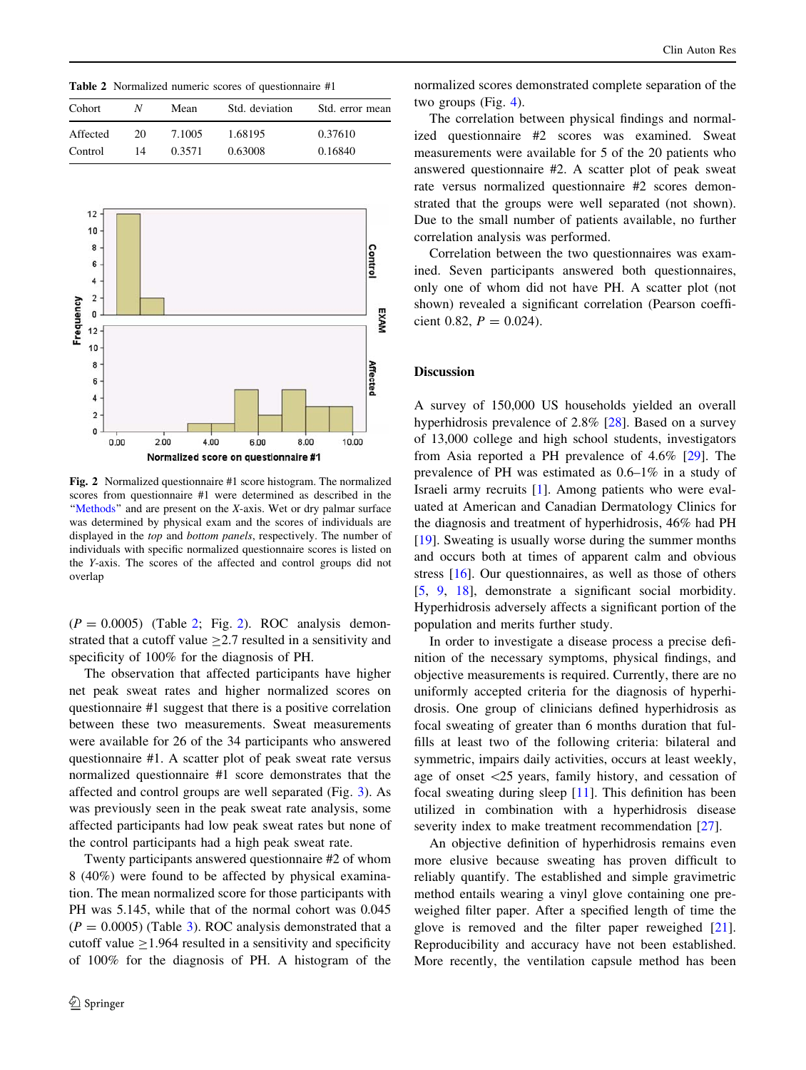**Table 2** Normalized numeric scores of questionnaire #1

| Cohort | *N* | Mean | Std. deviation | Std. error mean |
|---|---|---|---|---|
| Affected | 20 | 7.1005 | 1.68195 | 0.37610 |
| Control | 14 | 0.3571 | 0.63008 | 0.16840 |

**Fig. 2** Normalized questionnaire #1 score histogram. The normalized scores from questionnaire #1 were determined as described in the "Methods" and are present on the *X*-axis. Wet or dry palmar surface was determined by physical exam and the scores of individuals are displayed in the *top* and *bottom panels*, respectively. The number of individuals with specific normalized questionnaire scores is listed on the *Y*-axis. The scores of the affected and control groups did not overlap

($P = 0.0005$) (Table 2; Fig. 2). ROC analysis demonstrated that a cutoff value $\geq$2.7 resulted in a sensitivity and specificity of 100% for the diagnosis of PH.

The observation that affected participants have higher net peak sweat rates and higher normalized scores on questionnaire #1 suggest that there is a positive correlation between these two measurements. Sweat measurements were available for 26 of the 34 participants who answered questionnaire #1. A scatter plot of peak sweat rate versus normalized questionnaire #1 score demonstrates that the affected and control groups are well separated (Fig. 3). As was previously seen in the peak sweat rate analysis, some affected participants had low peak sweat rates but none of the control participants had a high peak sweat rate.

Twenty participants answered questionnaire #2 of whom 8 (40%) were found to be affected by physical examination. The mean normalized score for those participants with PH was 5.145, while that of the normal cohort was 0.045 ($P = 0.0005$) (Table 3). ROC analysis demonstrated that a cutoff value $\geq$1.964 resulted in a sensitivity and specificity of 100% for the diagnosis of PH. A histogram of the normalized scores demonstrated complete separation of the two groups (Fig. 4).

The correlation between physical findings and normalized questionnaire #2 scores was examined. Sweat measurements were available for 5 of the 20 patients who answered questionnaire #2. A scatter plot of peak sweat rate versus normalized questionnaire #2 scores demonstrated that the groups were well separated (not shown). Due to the small number of patients available, no further correlation analysis was performed.

Correlation between the two questionnaires was examined. Seven participants answered both questionnaires, only one of whom did not have PH. A scatter plot (not shown) revealed a significant correlation (Pearson coefficient 0.82, $P = 0.024$).

## Discussion

A survey of 150,000 US households yielded an overall hyperhidrosis prevalence of 2.8% [28]. Based on a survey of 13,000 college and high school students, investigators from Asia reported a PH prevalence of 4.6% [29]. The prevalence of PH was estimated as 0.6–1% in a study of Israeli army recruits [1]. Among patients who were evaluated at American and Canadian Dermatology Clinics for the diagnosis and treatment of hyperhidrosis, 46% had PH [19]. Sweating is usually worse during the summer months and occurs both at times of apparent calm and obvious stress [16]. Our questionnaires, as well as those of others [5, 9, 18], demonstrate a significant social morbidity. Hyperhidrosis adversely affects a significant portion of the population and merits further study.

In order to investigate a disease process a precise definition of the necessary symptoms, physical findings, and objective measurements is required. Currently, there are no uniformly accepted criteria for the diagnosis of hyperhidrosis. One group of clinicians defined hyperhidrosis as focal sweating of greater than 6 months duration that fulfills at least two of the following criteria: bilateral and symmetric, impairs daily activities, occurs at least weekly, age of onset <25 years, family history, and cessation of focal sweating during sleep [11]. This definition has been utilized in combination with a hyperhidrosis disease severity index to make treatment recommendation [27].

An objective definition of hyperhidrosis remains even more elusive because sweating has proven difficult to reliably quantify. The established and simple gravimetric method entails wearing a vinyl glove containing one preweighed filter paper. After a specified length of time the glove is removed and the filter paper reweighed [21]. Reproducibility and accuracy have not been established. More recently, the ventilation capsule method has been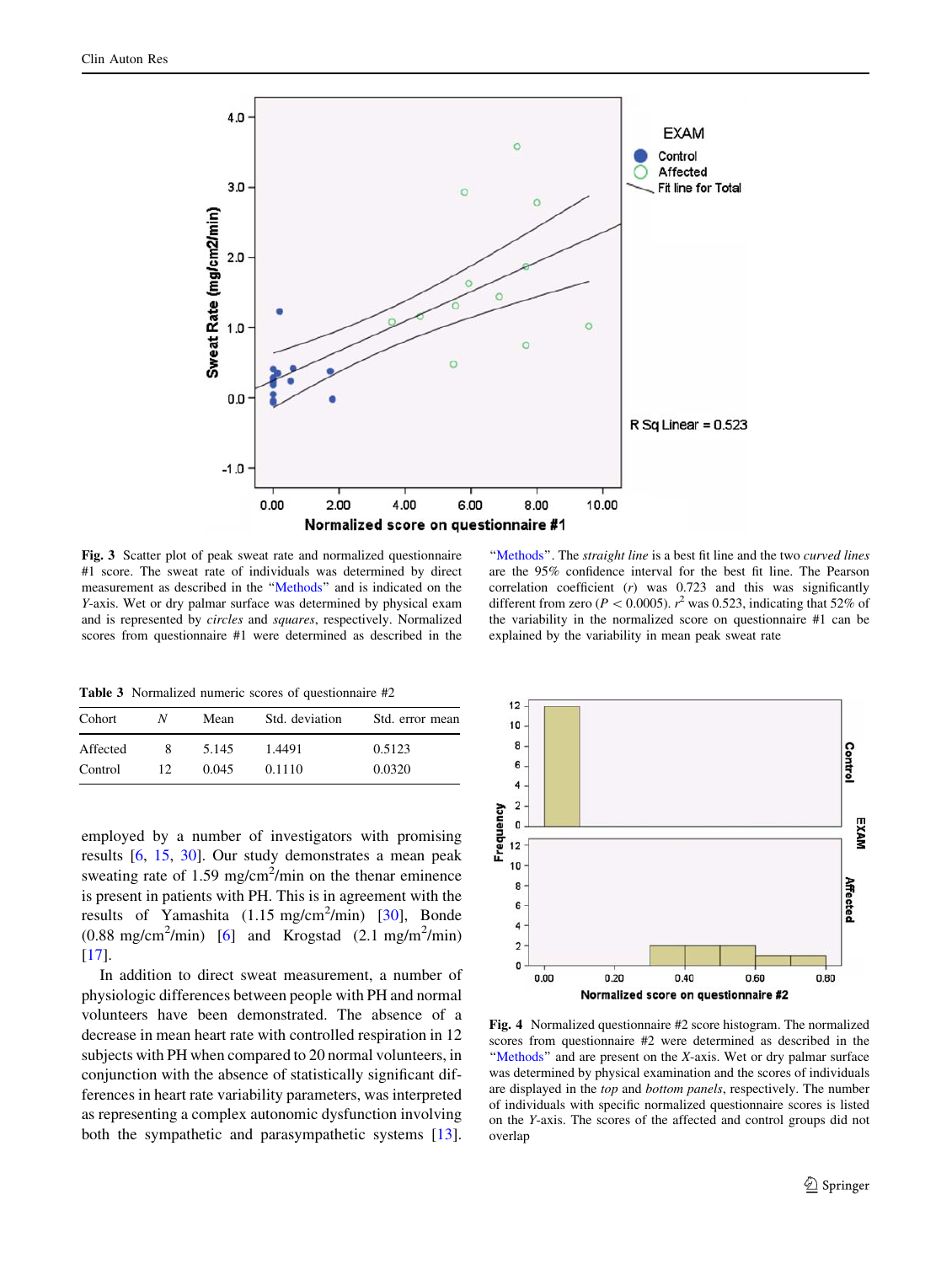**Fig. 3** Scatter plot of peak sweat rate and normalized questionnaire #1 score. The sweat rate of individuals was determined by direct measurement as described in the "Methods" and is indicated on the *Y*-axis. Wet or dry palmar surface was determined by physical exam and is represented by *circles* and *squares*, respectively. Normalized scores from questionnaire #1 were determined as described in the "Methods". The *straight line* is a best fit line and the two *curved lines* are the 95% confidence interval for the best fit line. The Pearson correlation coefficient ($r$) was 0.723 and this was significantly different from zero ($P < 0.0005$). $r^2$ was 0.523, indicating that 52% of the variability in the normalized score on questionnaire #1 can be explained by the variability in mean peak sweat rate

**Table 3** Normalized numeric scores of questionnaire #2

| Cohort | N | Mean | Std. deviation | Std. error mean |
|---|---|---|---|---|
| Affected | 8 | 5.145 | 1.4491 | 0.5123 |
| Control | 12 | 0.045 | 0.1110 | 0.0320 |

employed by a number of investigators with promising results [6, 15, 30]. Our study demonstrates a mean peak sweating rate of 1.59 mg/cm$^2$/min on the thenar eminence is present in patients with PH. This is in agreement with the results of Yamashita (1.15 mg/cm$^2$/min) [30], Bonde (0.88 mg/cm$^2$/min) [6] and Krogstad (2.1 mg/m$^2$/min) [17].

In addition to direct sweat measurement, a number of physiologic differences between people with PH and normal volunteers have been demonstrated. The absence of a decrease in mean heart rate with controlled respiration in 12 subjects with PH when compared to 20 normal volunteers, in conjunction with the absence of statistically significant differences in heart rate variability parameters, was interpreted as representing a complex autonomic dysfunction involving both the sympathetic and parasympathetic systems [13].

**Fig. 4** Normalized questionnaire #2 score histogram. The normalized scores from questionnaire #2 were determined as described in the "Methods" and are present on the *X*-axis. Wet or dry palmar surface was determined by physical examination and the scores of individuals are displayed in the *top* and *bottom panels*, respectively. The number of individuals with specific normalized questionnaire scores is listed on the *Y*-axis. The scores of the affected and control groups did not overlap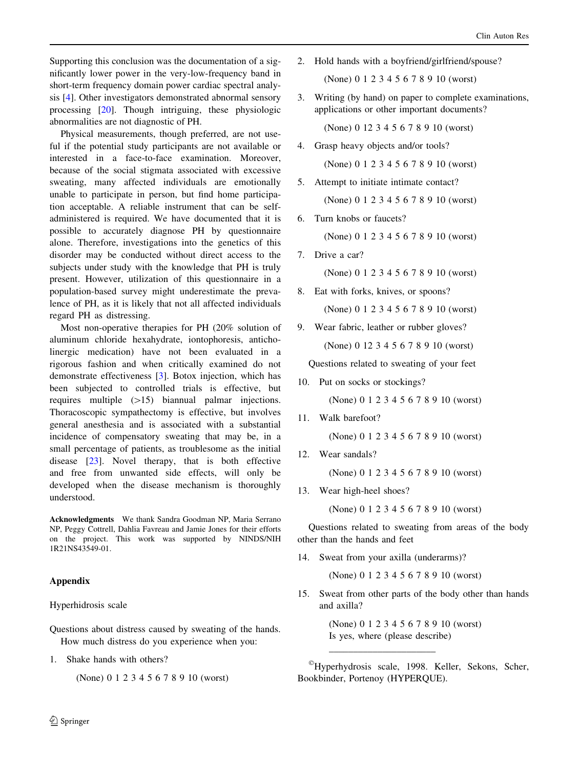Supporting this conclusion was the documentation of a significantly lower power in the very-low-frequency band in short-term frequency domain power cardiac spectral analysis [4]. Other investigators demonstrated abnormal sensory processing [20]. Though intriguing, these physiologic abnormalities are not diagnostic of PH.

Physical measurements, though preferred, are not useful if the potential study participants are not available or interested in a face-to-face examination. Moreover, because of the social stigmata associated with excessive sweating, many affected individuals are emotionally unable to participate in person, but find home participation acceptable. A reliable instrument that can be self-administered is required. We have documented that it is possible to accurately diagnose PH by questionnaire alone. Therefore, investigations into the genetics of this disorder may be conducted without direct access to the subjects under study with the knowledge that PH is truly present. However, utilization of this questionnaire in a population-based survey might underestimate the prevalence of PH, as it is likely that not all affected individuals regard PH as distressing.

Most non-operative therapies for PH (20% solution of aluminum chloride hexahydrate, iontophoresis, anticholinergic medication) have not been evaluated in a rigorous fashion and when critically examined do not demonstrate effectiveness [3]. Botox injection, which has been subjected to controlled trials is effective, but requires multiple (>15) biannual palmar injections. Thoracoscopic sympathectomy is effective, but involves general anesthesia and is associated with a substantial incidence of compensatory sweating that may be, in a small percentage of patients, as troublesome as the initial disease [23]. Novel therapy, that is both effective and free from unwanted side effects, will only be developed when the disease mechanism is thoroughly understood.

**Acknowledgments** We thank Sandra Goodman NP, Maria Serrano NP, Peggy Cottrell, Dahlia Favreau and Jamie Jones for their efforts on the project. This work was supported by NINDS/NIH 1R21NS43549-01.

## Appendix

Hyperhidrosis scale

Questions about distress caused by sweating of the hands. How much distress do you experience when you:

1. Shake hands with others?

   (None) 0 1 2 3 4 5 6 7 8 9 10 (worst)

2. Hold hands with a boyfriend/girlfriend/spouse?

   (None) 0 1 2 3 4 5 6 7 8 9 10 (worst)

3. Writing (by hand) on paper to complete examinations, applications or other important documents?

   (None) 0 12 3 4 5 6 7 8 9 10 (worst)

4. Grasp heavy objects and/or tools?

   (None) 0 1 2 3 4 5 6 7 8 9 10 (worst)

5. Attempt to initiate intimate contact?

   (None) 0 1 2 3 4 5 6 7 8 9 10 (worst)

6. Turn knobs or faucets?

   (None) 0 1 2 3 4 5 6 7 8 9 10 (worst)

7. Drive a car?

   (None) 0 1 2 3 4 5 6 7 8 9 10 (worst)

8. Eat with forks, knives, or spoons?

   (None) 0 1 2 3 4 5 6 7 8 9 10 (worst)

9. Wear fabric, leather or rubber gloves?

   (None) 0 12 3 4 5 6 7 8 9 10 (worst)

Questions related to sweating of your feet

10. Put on socks or stockings?

    (None) 0 1 2 3 4 5 6 7 8 9 10 (worst)

11. Walk barefoot?

    (None) 0 1 2 3 4 5 6 7 8 9 10 (worst)

12. Wear sandals?

    (None) 0 1 2 3 4 5 6 7 8 9 10 (worst)

13. Wear high-heel shoes?

    (None) 0 1 2 3 4 5 6 7 8 9 10 (worst)

Questions related to sweating from areas of the body other than the hands and feet

14. Sweat from your axilla (underarms)?

    (None) 0 1 2 3 4 5 6 7 8 9 10 (worst)

15. Sweat from other parts of the body other than hands and axilla?

    (None) 0 1 2 3 4 5 6 7 8 9 10 (worst)
    Is yes, where (please describe)

    ______________________

©Hyperhydrosis scale, 1998. Keller, Sekons, Scher, Bookbinder, Portenoy (HYPERQUE).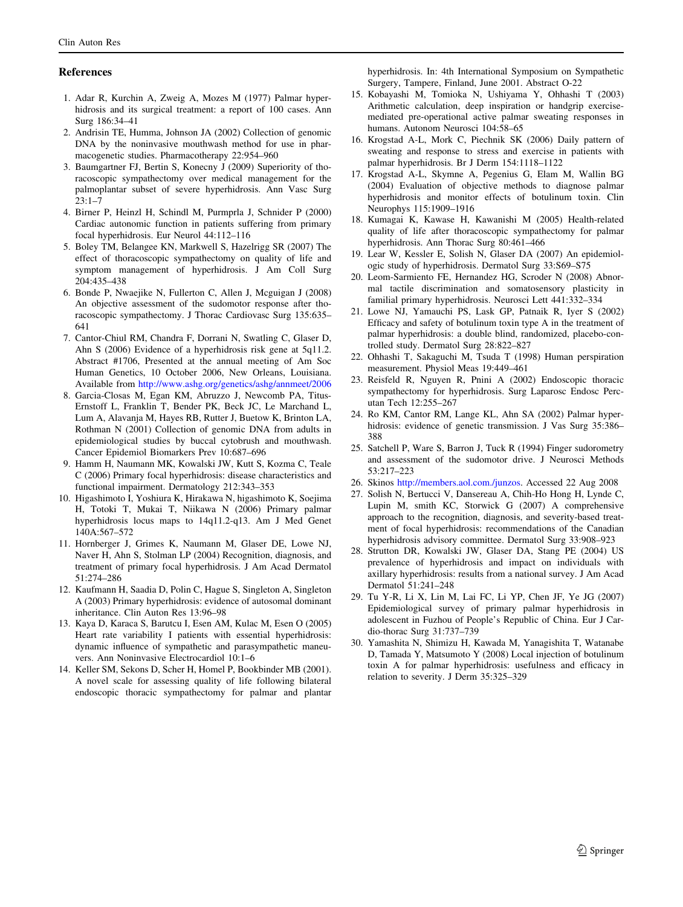## References

1. Adar R, Kurchin A, Zweig A, Mozes M (1977) Palmar hyperhidrosis and its surgical treatment: a report of 100 cases. Ann Surg 186:34–41
2. Andrisin TE, Humma, Johnson JA (2002) Collection of genomic DNA by the noninvasive mouthwash method for use in pharmacogenetic studies. Pharmacotherapy 22:954–960
3. Baumgartner FJ, Bertin S, Konecny J (2009) Superiority of thoracoscopic sympathectomy over medical management for the palmoplantar subset of severe hyperhidrosis. Ann Vasc Surg 23:1–7
4. Birner P, Heinzl H, Schindl M, Purmprla J, Schnider P (2000) Cardiac autonomic function in patients suffering from primary focal hyperhidrosis. Eur Neurol 44:112–116
5. Boley TM, Belangee KN, Markwell S, Hazelrigg SR (2007) The effect of thoracoscopic sympathectomy on quality of life and symptom management of hyperhidrosis. J Am Coll Surg 204:435–438
6. Bonde P, Nwaejike N, Fullerton C, Allen J, Mcguigan J (2008) An objective assessment of the sudomotor response after thoracoscopic sympathectomy. J Thorac Cardiovasc Surg 135:635–641
7. Cantor-Chiul RM, Chandra F, Dorrani N, Swatling C, Glaser D, Ahn S (2006) Evidence of a hyperhidrosis risk gene at 5q11.2. Abstract #1706, Presented at the annual meeting of Am Soc Human Genetics, 10 October 2006, New Orleans, Louisiana. Available from http://www.ashg.org/genetics/ashg/annmeet/2006
8. Garcia-Closas M, Egan KM, Abruzzo J, Newcomb PA, Titus-Ernstoff L, Franklin T, Bender PK, Beck JC, Le Marchand L, Lum A, Alavanja M, Hayes RB, Rutter J, Buetow K, Brinton LA, Rothman N (2001) Collection of genomic DNA from adults in epidemiological studies by buccal cytobrush and mouthwash. Cancer Epidemiol Biomarkers Prev 10:687–696
9. Hamm H, Naumann MK, Kowalski JW, Kutt S, Kozma C, Teale C (2006) Primary focal hyperhidrosis: disease characteristics and functional impairment. Dermatology 212:343–353
10. Higashimoto I, Yoshiura K, Hirakawa N, higashimoto K, Soejima H, Totoki T, Mukai T, Niikawa N (2006) Primary palmar hyperhidrosis locus maps to 14q11.2-q13. Am J Med Genet 140A:567–572
11. Hornberger J, Grimes K, Naumann M, Glaser DE, Lowe NJ, Naver H, Ahn S, Stolman LP (2004) Recognition, diagnosis, and treatment of primary focal hyperhidrosis. J Am Acad Dermatol 51:274–286
12. Kaufmann H, Saadia D, Polin C, Hague S, Singleton A, Singleton A (2003) Primary hyperhidrosis: evidence of autosomal dominant inheritance. Clin Auton Res 13:96–98
13. Kaya D, Karaca S, Barutcu I, Esen AM, Kulac M, Esen O (2005) Heart rate variability I patients with essential hyperhidrosis: dynamic influence of sympathetic and parasympathetic maneuvers. Ann Noninvasive Electrocardiol 10:1–6
14. Keller SM, Sekons D, Scher H, Homel P, Bookbinder MB (2001). A novel scale for assessing quality of life following bilateral endoscopic thoracic sympathectomy for palmar and plantar hyperhidrosis. In: 4th International Symposium on Sympathetic Surgery, Tampere, Finland, June 2001. Abstract O-22
15. Kobayashi M, Tomioka N, Ushiyama Y, Ohhashi T (2003) Arithmetic calculation, deep inspiration or handgrip exercise-mediated pre-operational active palmar sweating responses in humans. Autonom Neurosci 104:58–65
16. Krogstad A-L, Mork C, Piechnik SK (2006) Daily pattern of sweating and response to stress and exercise in patients with palmar hyperhidrosis. Br J Derm 154:1118–1122
17. Krogstad A-L, Skymne A, Pegenius G, Elam M, Wallin BG (2004) Evaluation of objective methods to diagnose palmar hyperhidrosis and monitor effects of botulinum toxin. Clin Neurophys 115:1909–1916
18. Kumagai K, Kawase H, Kawanishi M (2005) Health-related quality of life after thoracoscopic sympathectomy for palmar hyperhidrosis. Ann Thorac Surg 80:461–466
19. Lear W, Kessler E, Solish N, Glaser DA (2007) An epidemiologic study of hyperhidrosis. Dermatol Surg 33:S69–S75
20. Leom-Sarmiento FE, Hernandez HG, Scroder N (2008) Abnormal tactile discrimination and somatosensory plasticity in familial primary hyperhidrosis. Neurosci Lett 441:332–334
21. Lowe NJ, Yamauchi PS, Lask GP, Patnaik R, Iyer S (2002) Efficacy and safety of botulinum toxin type A in the treatment of palmar hyperhidrosis: a double blind, randomized, placebo-controlled study. Dermatol Surg 28:822–827
22. Ohhashi T, Sakaguchi M, Tsuda T (1998) Human perspiration measurement. Physiol Meas 19:449–461
23. Reisfeld R, Nguyen R, Pnini A (2002) Endoscopic thoracic sympathectomy for hyperhidrosis. Surg Laparosc Endosc Percutan Tech 12:255–267
24. Ro KM, Cantor RM, Lange KL, Ahn SA (2002) Palmar hyperhidrosis: evidence of genetic transmission. J Vas Surg 35:386–388
25. Satchell P, Ware S, Barron J, Tuck R (1994) Finger sudorometry and assessment of the sudomotor drive. J Neurosci Methods 53:217–223
26. Skinos http://members.aol.com./junzos. Accessed 22 Aug 2008
27. Solish N, Bertucci V, Dansereau A, Chih-Ho Hong H, Lynde C, Lupin M, smith KC, Storwick G (2007) A comprehensive approach to the recognition, diagnosis, and severity-based treatment of focal hyperhidrosis: recommendations of the Canadian hyperhidrosis advisory committee. Dermatol Surg 33:908–923
28. Strutton DR, Kowalski JW, Glaser DA, Stang PE (2004) US prevalence of hyperhidrosis and impact on individuals with axillary hyperhidrosis: results from a national survey. J Am Acad Dermatol 51:241–248
29. Tu Y-R, Li X, Lin M, Lai FC, Li YP, Chen JF, Ye JG (2007) Epidemiological survey of primary palmar hyperhidrosis in adolescent in Fuzhou of People's Republic of China. Eur J Cardio-thorac Surg 31:737–739
30. Yamashita N, Shimizu H, Kawada M, Yanagishita T, Watanabe D, Tamada Y, Matsumoto Y (2008) Local injection of botulinum toxin A for palmar hyperhidrosis: usefulness and efficacy in relation to severity. J Derm 35:325–329